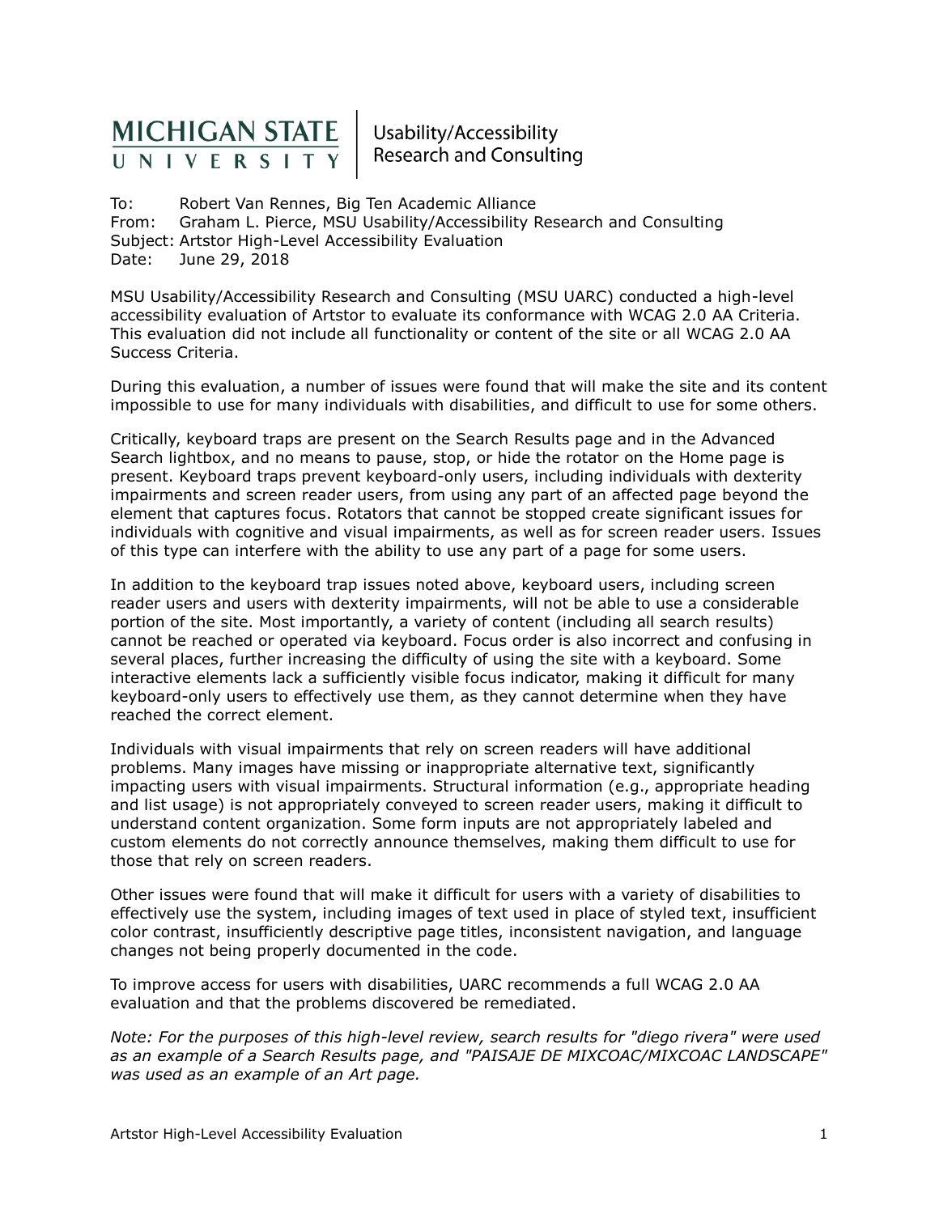MICHIGAN STATE UNIVERSITY | Usability/Accessibility Research and Consulting

To: Robert Van Rennes, Big Ten Academic Alliance
From: Graham L. Pierce, MSU Usability/Accessibility Research and Consulting
Subject: Artstor High-Level Accessibility Evaluation
Date: June 29, 2018

MSU Usability/Accessibility Research and Consulting (MSU UARC) conducted a high-level accessibility evaluation of Artstor to evaluate its conformance with WCAG 2.0 AA Criteria. This evaluation did not include all functionality or content of the site or all WCAG 2.0 AA Success Criteria.

During this evaluation, a number of issues were found that will make the site and its content impossible to use for many individuals with disabilities, and difficult to use for some others.

Critically, keyboard traps are present on the Search Results page and in the Advanced Search lightbox, and no means to pause, stop, or hide the rotator on the Home page is present. Keyboard traps prevent keyboard-only users, including individuals with dexterity impairments and screen reader users, from using any part of an affected page beyond the element that captures focus. Rotators that cannot be stopped create significant issues for individuals with cognitive and visual impairments, as well as for screen reader users. Issues of this type can interfere with the ability to use any part of a page for some users.

In addition to the keyboard trap issues noted above, keyboard users, including screen reader users and users with dexterity impairments, will not be able to use a considerable portion of the site. Most importantly, a variety of content (including all search results) cannot be reached or operated via keyboard. Focus order is also incorrect and confusing in several places, further increasing the difficulty of using the site with a keyboard. Some interactive elements lack a sufficiently visible focus indicator, making it difficult for many keyboard-only users to effectively use them, as they cannot determine when they have reached the correct element.

Individuals with visual impairments that rely on screen readers will have additional problems. Many images have missing or inappropriate alternative text, significantly impacting users with visual impairments. Structural information (e.g., appropriate heading and list usage) is not appropriately conveyed to screen reader users, making it difficult to understand content organization. Some form inputs are not appropriately labeled and custom elements do not correctly announce themselves, making them difficult to use for those that rely on screen readers.

Other issues were found that will make it difficult for users with a variety of disabilities to effectively use the system, including images of text used in place of styled text, insufficient color contrast, insufficiently descriptive page titles, inconsistent navigation, and language changes not being properly documented in the code.

To improve access for users with disabilities, UARC recommends a full WCAG 2.0 AA evaluation and that the problems discovered be remediated.

*Note: For the purposes of this high-level review, search results for "diego rivera" were used as an example of a Search Results page, and "PAISAJE DE MIXCOAC/MIXCOAC LANDSCAPE" was used as an example of an Art page.*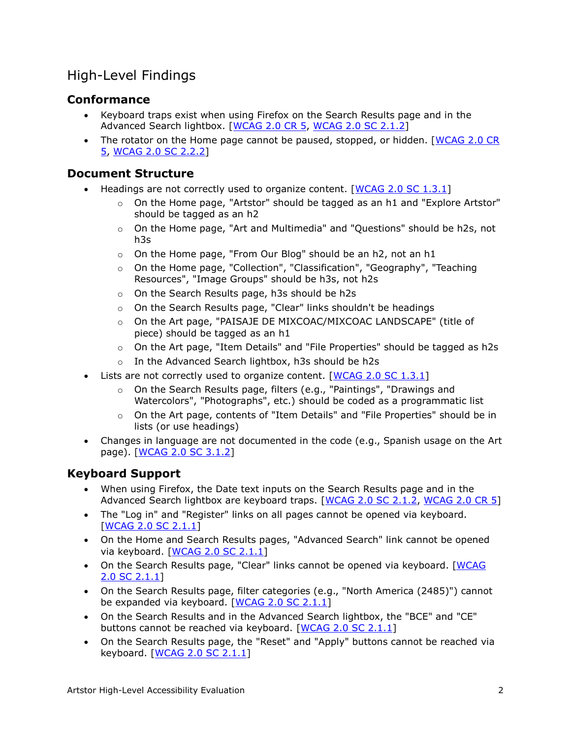## High-Level Findings

### Conformance

- Keyboard traps exist when using Firefox on the Search Results page and in the Advanced Search lightbox. [WCAG 2.0 CR 5, WCAG 2.0 SC 2.1.2]
- The rotator on the Home page cannot be paused, stopped, or hidden. [WCAG 2.0 CR 5, WCAG 2.0 SC 2.2.2]

### Document Structure

- Headings are not correctly used to organize content. [WCAG 2.0 SC 1.3.1]
  - On the Home page, "Artstor" should be tagged as an h1 and "Explore Artstor" should be tagged as an h2
  - On the Home page, "Art and Multimedia" and "Questions" should be h2s, not h3s
  - On the Home page, "From Our Blog" should be an h2, not an h1
  - On the Home page, "Collection", "Classification", "Geography", "Teaching Resources", "Image Groups" should be h3s, not h2s
  - On the Search Results page, h3s should be h2s
  - On the Search Results page, "Clear" links shouldn't be headings
  - On the Art page, "PAISAJE DE MIXCOAC/MIXCOAC LANDSCAPE" (title of piece) should be tagged as an h1
  - On the Art page, "Item Details" and "File Properties" should be tagged as h2s
  - In the Advanced Search lightbox, h3s should be h2s
- Lists are not correctly used to organize content. [WCAG 2.0 SC 1.3.1]
  - On the Search Results page, filters (e.g., "Paintings", "Drawings and Watercolors", "Photographs", etc.) should be coded as a programmatic list
  - On the Art page, contents of "Item Details" and "File Properties" should be in lists (or use headings)
- Changes in language are not documented in the code (e.g., Spanish usage on the Art page). [WCAG 2.0 SC 3.1.2]

### Keyboard Support

- When using Firefox, the Date text inputs on the Search Results page and in the Advanced Search lightbox are keyboard traps. [WCAG 2.0 SC 2.1.2, WCAG 2.0 CR 5]
- The "Log in" and "Register" links on all pages cannot be opened via keyboard. [WCAG 2.0 SC 2.1.1]
- On the Home and Search Results pages, "Advanced Search" link cannot be opened via keyboard. [WCAG 2.0 SC 2.1.1]
- On the Search Results page, "Clear" links cannot be opened via keyboard. [WCAG 2.0 SC 2.1.1]
- On the Search Results page, filter categories (e.g., "North America (2485)") cannot be expanded via keyboard. [WCAG 2.0 SC 2.1.1]
- On the Search Results and in the Advanced Search lightbox, the "BCE" and "CE" buttons cannot be reached via keyboard. [WCAG 2.0 SC 2.1.1]
- On the Search Results page, the "Reset" and "Apply" buttons cannot be reached via keyboard. [WCAG 2.0 SC 2.1.1]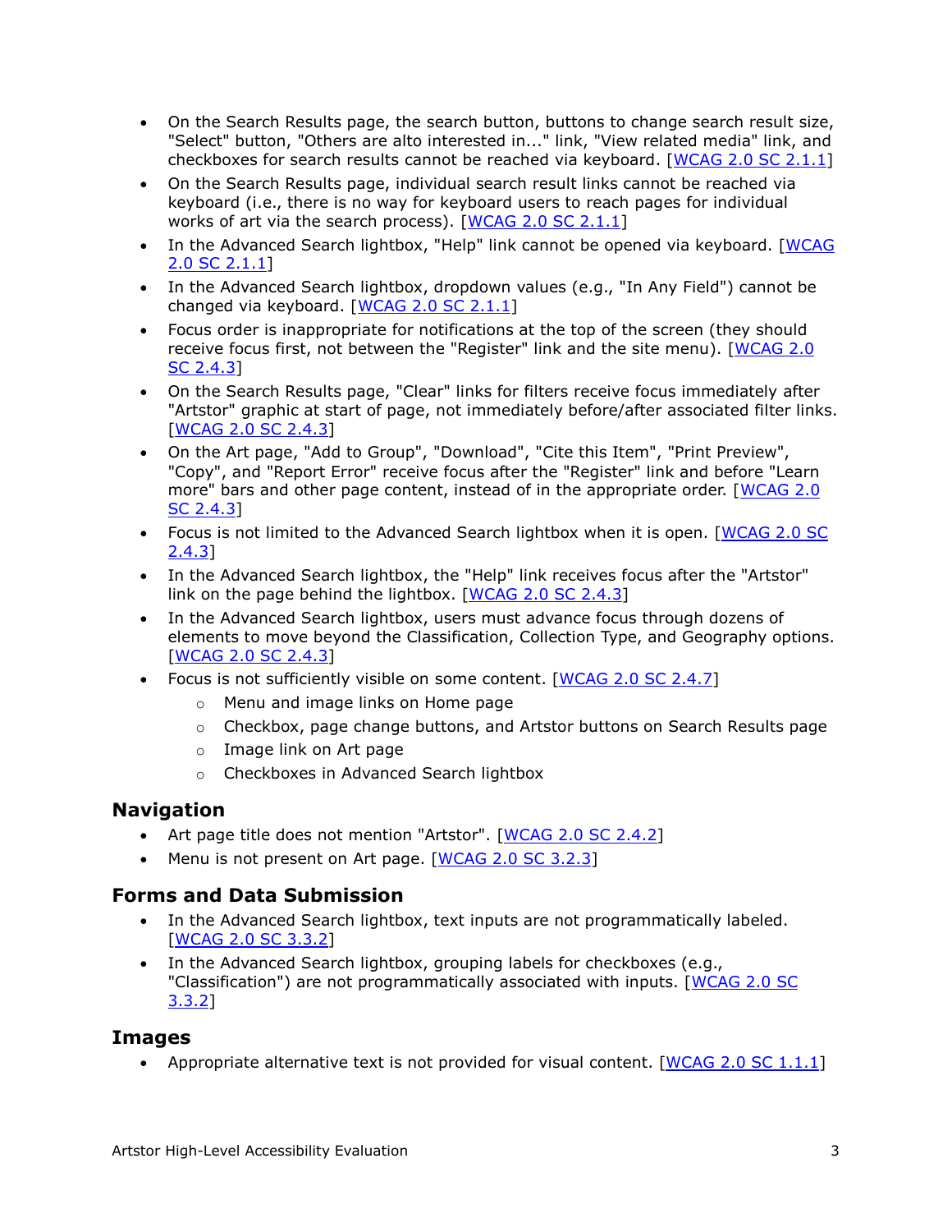- On the Search Results page, the search button, buttons to change search result size, "Select" button, "Others are alto interested in..." link, "View related media" link, and checkboxes for search results cannot be reached via keyboard. [WCAG 2.0 SC 2.1.1]
- On the Search Results page, individual search result links cannot be reached via keyboard (i.e., there is no way for keyboard users to reach pages for individual works of art via the search process). [WCAG 2.0 SC 2.1.1]
- In the Advanced Search lightbox, "Help" link cannot be opened via keyboard. [WCAG 2.0 SC 2.1.1]
- In the Advanced Search lightbox, dropdown values (e.g., "In Any Field") cannot be changed via keyboard. [WCAG 2.0 SC 2.1.1]
- Focus order is inappropriate for notifications at the top of the screen (they should receive focus first, not between the "Register" link and the site menu). [WCAG 2.0 SC 2.4.3]
- On the Search Results page, "Clear" links for filters receive focus immediately after "Artstor" graphic at start of page, not immediately before/after associated filter links. [WCAG 2.0 SC 2.4.3]
- On the Art page, "Add to Group", "Download", "Cite this Item", "Print Preview", "Copy", and "Report Error" receive focus after the "Register" link and before "Learn more" bars and other page content, instead of in the appropriate order. [WCAG 2.0 SC 2.4.3]
- Focus is not limited to the Advanced Search lightbox when it is open. [WCAG 2.0 SC 2.4.3]
- In the Advanced Search lightbox, the "Help" link receives focus after the "Artstor" link on the page behind the lightbox. [WCAG 2.0 SC 2.4.3]
- In the Advanced Search lightbox, users must advance focus through dozens of elements to move beyond the Classification, Collection Type, and Geography options. [WCAG 2.0 SC 2.4.3]
- Focus is not sufficiently visible on some content. [WCAG 2.0 SC 2.4.7]
  - Menu and image links on Home page
  - Checkbox, page change buttons, and Artstor buttons on Search Results page
  - Image link on Art page
  - Checkboxes in Advanced Search lightbox

## Navigation

- Art page title does not mention "Artstor". [WCAG 2.0 SC 2.4.2]
- Menu is not present on Art page. [WCAG 2.0 SC 3.2.3]

## Forms and Data Submission

- In the Advanced Search lightbox, text inputs are not programmatically labeled. [WCAG 2.0 SC 3.3.2]
- In the Advanced Search lightbox, grouping labels for checkboxes (e.g., "Classification") are not programmatically associated with inputs. [WCAG 2.0 SC 3.3.2]

## Images

- Appropriate alternative text is not provided for visual content. [WCAG 2.0 SC 1.1.1]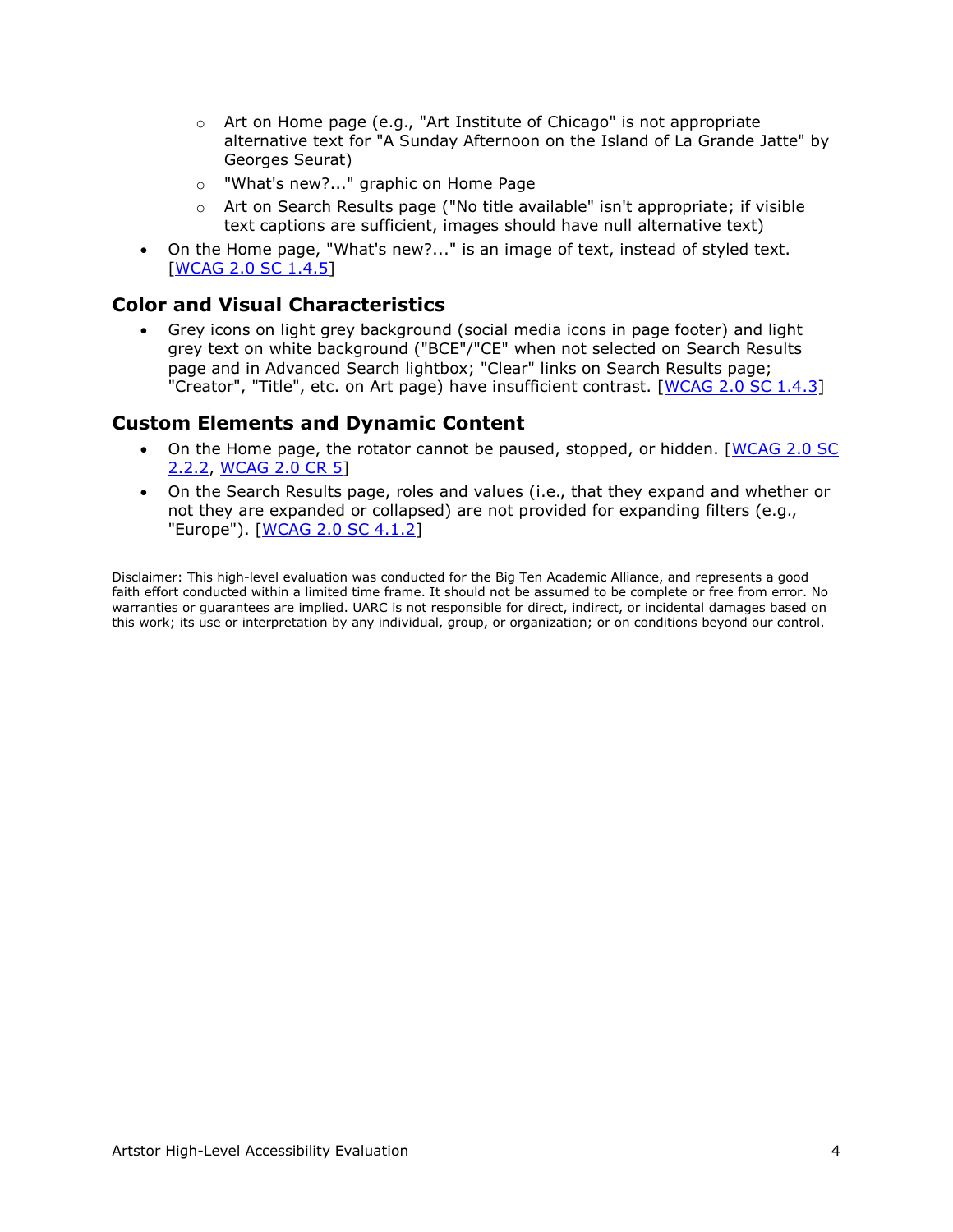- Art on Home page (e.g., "Art Institute of Chicago" is not appropriate alternative text for "A Sunday Afternoon on the Island of La Grande Jatte" by Georges Seurat)
    - "What's new?..." graphic on Home Page
    - Art on Search Results page ("No title available" isn't appropriate; if visible text captions are sufficient, images should have null alternative text)
- On the Home page, "What's new?..." is an image of text, instead of styled text. [WCAG 2.0 SC 1.4.5]

## Color and Visual Characteristics

- Grey icons on light grey background (social media icons in page footer) and light grey text on white background ("BCE"/"CE" when not selected on Search Results page and in Advanced Search lightbox; "Clear" links on Search Results page; "Creator", "Title", etc. on Art page) have insufficient contrast. [WCAG 2.0 SC 1.4.3]

## Custom Elements and Dynamic Content

- On the Home page, the rotator cannot be paused, stopped, or hidden. [WCAG 2.0 SC 2.2.2, WCAG 2.0 CR 5]
- On the Search Results page, roles and values (i.e., that they expand and whether or not they are expanded or collapsed) are not provided for expanding filters (e.g., "Europe"). [WCAG 2.0 SC 4.1.2]

Disclaimer: This high-level evaluation was conducted for the Big Ten Academic Alliance, and represents a good faith effort conducted within a limited time frame. It should not be assumed to be complete or free from error. No warranties or guarantees are implied. UARC is not responsible for direct, indirect, or incidental damages based on this work; its use or interpretation by any individual, group, or organization; or on conditions beyond our control.